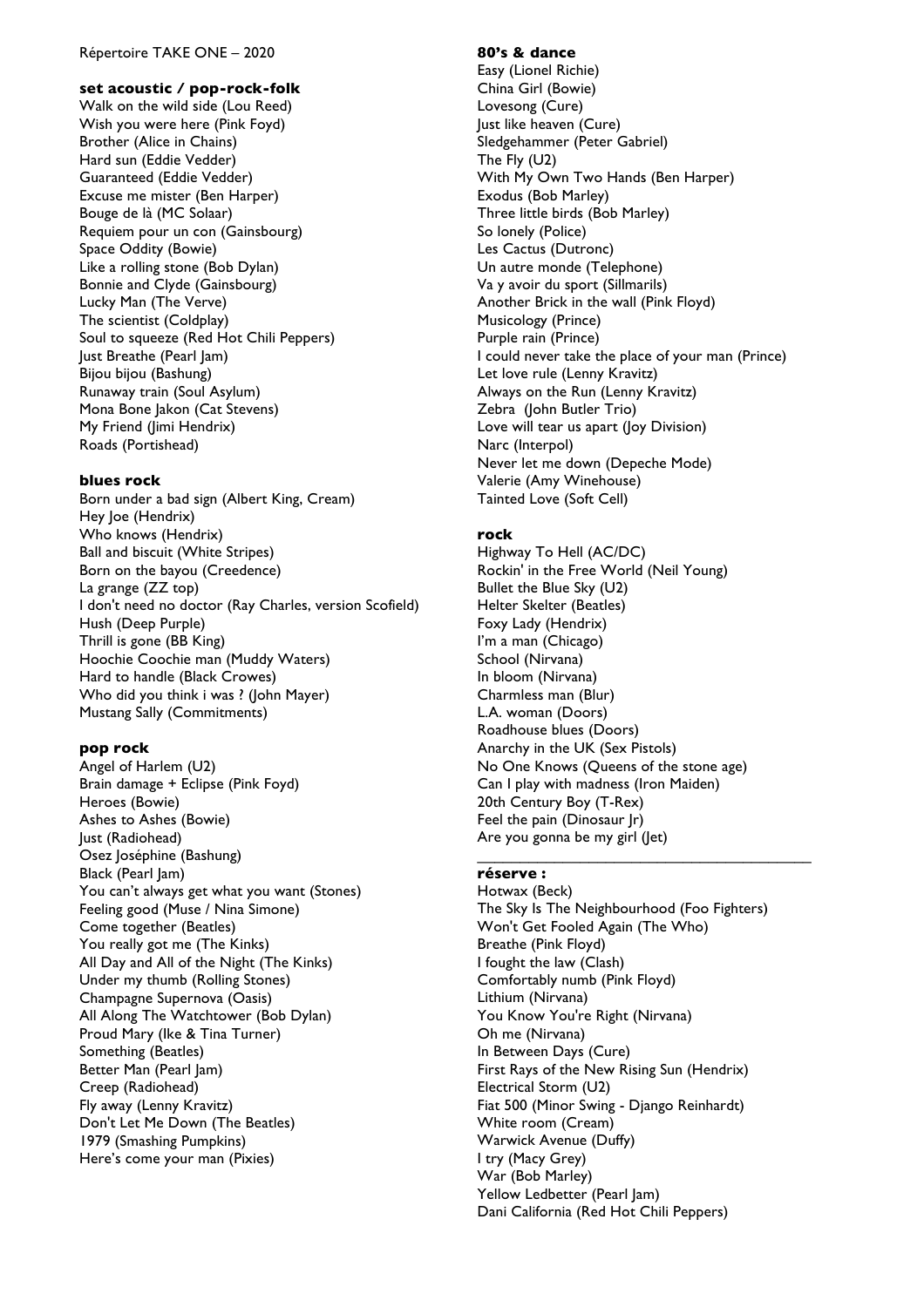Répertoire TAKE ONE – 2020

## set acoustic / pop-rock-folk

Walk on the wild side (Lou Reed)
Wish you were here (Pink Foyd)
Brother (Alice in Chains)
Hard sun (Eddie Vedder)
Guaranteed (Eddie Vedder)
Excuse me mister (Ben Harper)
Bouge de là (MC Solaar)
Requiem pour un con (Gainsbourg)
Space Oddity (Bowie)
Like a rolling stone (Bob Dylan)
Bonnie and Clyde (Gainsbourg)
Lucky Man (The Verve)
The scientist (Coldplay)
Soul to squeeze (Red Hot Chili Peppers)
Just Breathe (Pearl Jam)
Bijou bijou (Bashung)
Runaway train (Soul Asylum)
Mona Bone Jakon (Cat Stevens)
My Friend (Jimi Hendrix)
Roads (Portishead)

## blues rock

Born under a bad sign (Albert King, Cream)
Hey Joe (Hendrix)
Who knows (Hendrix)
Ball and biscuit (White Stripes)
Born on the bayou (Creedence)
La grange (ZZ top)
I don't need no doctor (Ray Charles, version Scofield)
Hush (Deep Purple)
Thrill is gone (BB King)
Hoochie Coochie man (Muddy Waters)
Hard to handle (Black Crowes)
Who did you think i was ? (John Mayer)
Mustang Sally (Commitments)

## pop rock

Angel of Harlem (U2)
Brain damage + Eclipse (Pink Foyd)
Heroes (Bowie)
Ashes to Ashes (Bowie)
Just (Radiohead)
Osez Joséphine (Bashung)
Black (Pearl Jam)
You can't always get what you want (Stones)
Feeling good (Muse / Nina Simone)
Come together (Beatles)
You really got me (The Kinks)
All Day and All of the Night (The Kinks)
Under my thumb (Rolling Stones)
Champagne Supernova (Oasis)
All Along The Watchtower (Bob Dylan)
Proud Mary (Ike & Tina Turner)
Something (Beatles)
Better Man (Pearl Jam)
Creep (Radiohead)
Fly away (Lenny Kravitz)
Don't Let Me Down (The Beatles)
1979 (Smashing Pumpkins)
Here's come your man (Pixies)

## 80's & dance

Easy (Lionel Richie)
China Girl (Bowie)
Lovesong (Cure)
Just like heaven (Cure)
Sledgehammer (Peter Gabriel)
The Fly (U2)
With My Own Two Hands (Ben Harper)
Exodus (Bob Marley)
Three little birds (Bob Marley)
So lonely (Police)
Les Cactus (Dutronc)
Un autre monde (Telephone)
Va y avoir du sport (Sillmarils)
Another Brick in the wall (Pink Floyd)
Musicology (Prince)
Purple rain (Prince)
I could never take the place of your man (Prince)
Let love rule (Lenny Kravitz)
Always on the Run (Lenny Kravitz)
Zebra (John Butler Trio)
Love will tear us apart (Joy Division)
Narc (Interpol)
Never let me down (Depeche Mode)
Valerie (Amy Winehouse)
Tainted Love (Soft Cell)

## rock

Highway To Hell (AC/DC)
Rockin' in the Free World (Neil Young)
Bullet the Blue Sky (U2)
Helter Skelter (Beatles)
Foxy Lady (Hendrix)
I'm a man (Chicago)
School (Nirvana)
In bloom (Nirvana)
Charmless man (Blur)
L.A. woman (Doors)
Roadhouse blues (Doors)
Anarchy in the UK (Sex Pistols)
No One Knows (Queens of the stone age)
Can I play with madness (Iron Maiden)
20th Century Boy (T-Rex)
Feel the pain (Dinosaur Jr)
Are you gonna be my girl (Jet)

---

## réserve :

Hotwax (Beck)
The Sky Is The Neighbourhood (Foo Fighters)
Won't Get Fooled Again (The Who)
Breathe (Pink Floyd)
I fought the law (Clash)
Comfortably numb (Pink Floyd)
Lithium (Nirvana)
You Know You're Right (Nirvana)
Oh me (Nirvana)
In Between Days (Cure)
First Rays of the New Rising Sun (Hendrix)
Electrical Storm (U2)
Fiat 500 (Minor Swing - Django Reinhardt)
White room (Cream)
Warwick Avenue (Duffy)
I try (Macy Grey)
War (Bob Marley)
Yellow Ledbetter (Pearl Jam)
Dani California (Red Hot Chili Peppers)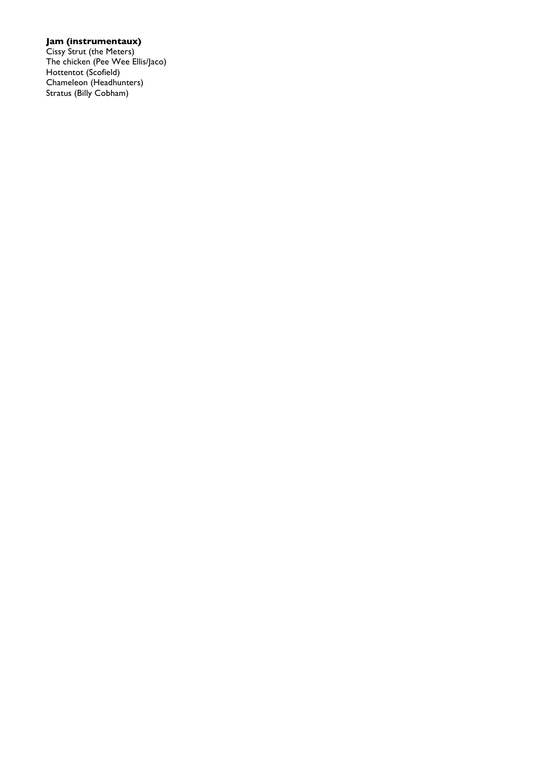**Jam (instrumentaux)**

Cissy Strut (the Meters)
The chicken (Pee Wee Ellis/Jaco)
Hottentot (Scofield)
Chameleon (Headhunters)
Stratus (Billy Cobham)